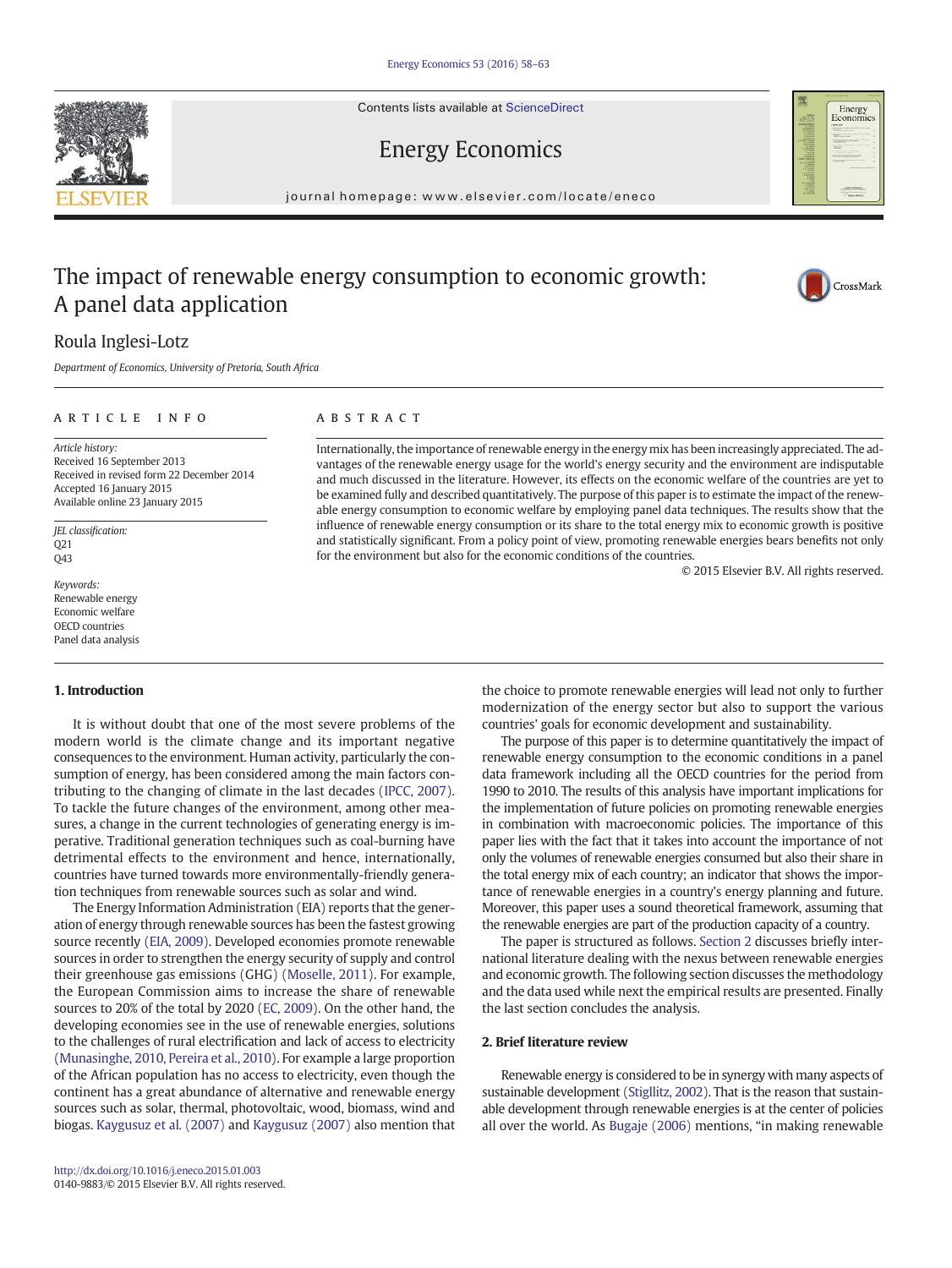Contents lists available at ScienceDirect

# Energy Economics

journal homepage: www.elsevier.com/locate/eneco

# The impact of renewable energy consumption to economic growth: A panel data application

Roula Inglesi-Lotz

*Department of Economics, University of Pretoria, South Africa*

## ARTICLE INFO

*Article history:*
Received 16 September 2013
Received in revised form 22 December 2014
Accepted 16 January 2015
Available online 23 January 2015

*JEL classification:*
Q21
Q43

*Keywords:*
Renewable energy
Economic welfare
OECD countries
Panel data analysis

## ABSTRACT

Internationally, the importance of renewable energy in the energy mix has been increasingly appreciated. The advantages of the renewable energy usage for the world's energy security and the environment are indisputable and much discussed in the literature. However, its effects on the economic welfare of the countries are yet to be examined fully and described quantitatively. The purpose of this paper is to estimate the impact of the renewable energy consumption to economic welfare by employing panel data techniques. The results show that the influence of renewable energy consumption or its share to the total energy mix to economic growth is positive and statistically significant. From a policy point of view, promoting renewable energies bears benefits not only for the environment but also for the economic conditions of the countries.

© 2015 Elsevier B.V. All rights reserved.

## 1. Introduction

It is without doubt that one of the most severe problems of the modern world is the climate change and its important negative consequences to the environment. Human activity, particularly the consumption of energy, has been considered among the main factors contributing to the changing of climate in the last decades (IPCC, 2007). To tackle the future changes of the environment, among other measures, a change in the current technologies of generating energy is imperative. Traditional generation techniques such as coal-burning have detrimental effects to the environment and hence, internationally, countries have turned towards more environmentally-friendly generation techniques from renewable sources such as solar and wind.

The Energy Information Administration (EIA) reports that the generation of energy through renewable sources has been the fastest growing source recently (EIA, 2009). Developed economies promote renewable sources in order to strengthen the energy security of supply and control their greenhouse gas emissions (GHG) (Moselle, 2011). For example, the European Commission aims to increase the share of renewable sources to 20% of the total by 2020 (EC, 2009). On the other hand, the developing economies see in the use of renewable energies, solutions to the challenges of rural electrification and lack of access to electricity (Munasinghe, 2010, Pereira et al., 2010). For example a large proportion of the African population has no access to electricity, even though the continent has a great abundance of alternative and renewable energy sources such as solar, thermal, photovoltaic, wood, biomass, wind and biogas. Kaygusuz et al. (2007) and Kaygusuz (2007) also mention that the choice to promote renewable energies will lead not only to further modernization of the energy sector but also to support the various countries' goals for economic development and sustainability.

The purpose of this paper is to determine quantitatively the impact of renewable energy consumption to the economic conditions in a panel data framework including all the OECD countries for the period from 1990 to 2010. The results of this analysis have important implications for the implementation of future policies on promoting renewable energies in combination with macroeconomic policies. The importance of this paper lies with the fact that it takes into account the importance of not only the volumes of renewable energies consumed but also their share in the total energy mix of each country; an indicator that shows the importance of renewable energies in a country's energy planning and future. Moreover, this paper uses a sound theoretical framework, assuming that the renewable energies are part of the production capacity of a country.

The paper is structured as follows. Section 2 discusses briefly international literature dealing with the nexus between renewable energies and economic growth. The following section discusses the methodology and the data used while next the empirical results are presented. Finally the last section concludes the analysis.

## 2. Brief literature review

Renewable energy is considered to be in synergy with many aspects of sustainable development (Stigllitz, 2002). That is the reason that sustainable development through renewable energies is at the center of policies all over the world. As Bugaje (2006) mentions, "in making renewable

http://dx.doi.org/10.1016/j.eneco.2015.01.003
0140-9883/© 2015 Elsevier B.V. All rights reserved.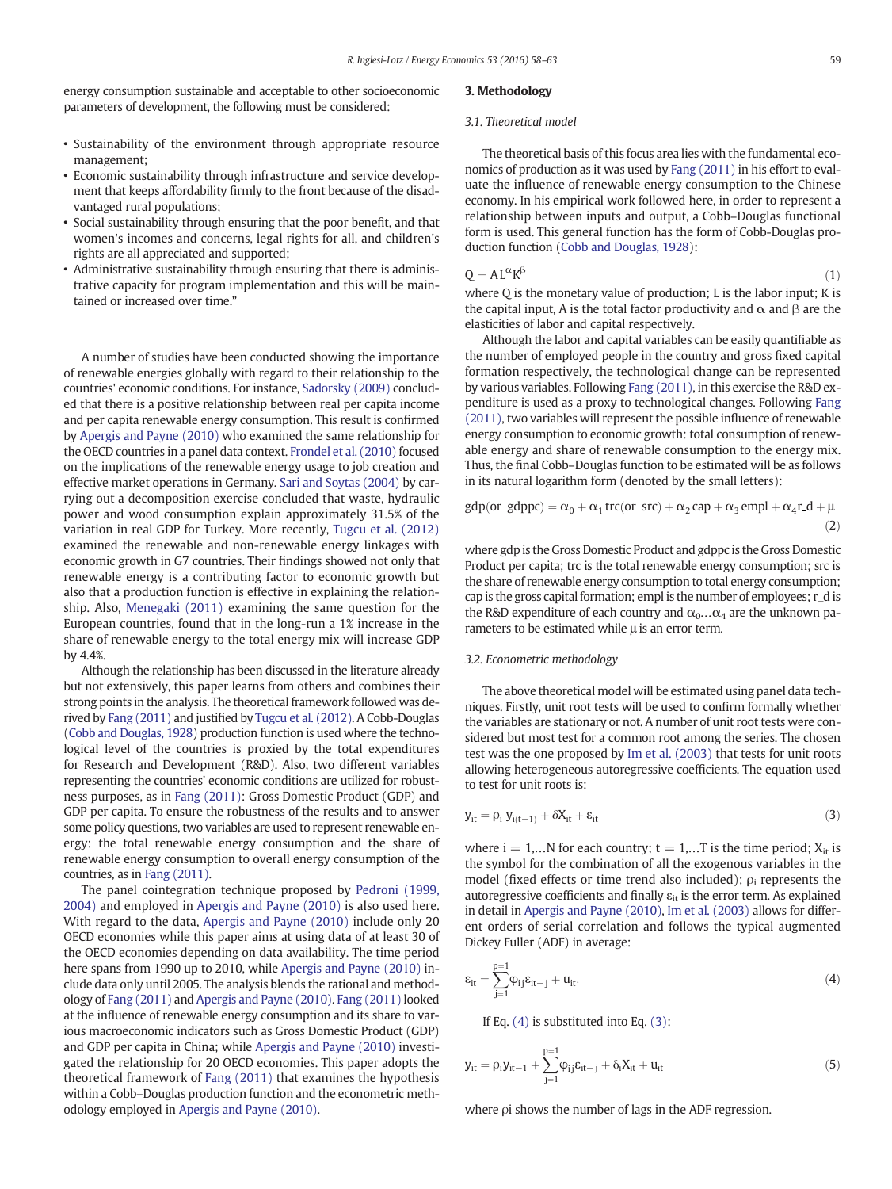energy consumption sustainable and acceptable to other socioeconomic parameters of development, the following must be considered:

- Sustainability of the environment through appropriate resource management;
- Economic sustainability through infrastructure and service development that keeps affordability firmly to the front because of the disadvantaged rural populations;
- Social sustainability through ensuring that the poor benefit, and that women's incomes and concerns, legal rights for all, and children's rights are all appreciated and supported;
- Administrative sustainability through ensuring that there is administrative capacity for program implementation and this will be maintained or increased over time."

A number of studies have been conducted showing the importance of renewable energies globally with regard to their relationship to the countries' economic conditions. For instance, Sadorsky (2009) concluded that there is a positive relationship between real per capita income and per capita renewable energy consumption. This result is confirmed by Apergis and Payne (2010) who examined the same relationship for the OECD countries in a panel data context. Frondel et al. (2010) focused on the implications of the renewable energy usage to job creation and effective market operations in Germany. Sari and Soytas (2004) by carrying out a decomposition exercise concluded that waste, hydraulic power and wood consumption explain approximately 31.5% of the variation in real GDP for Turkey. More recently, Tugcu et al. (2012) examined the renewable and non-renewable energy linkages with economic growth in G7 countries. Their findings showed not only that renewable energy is a contributing factor to economic growth but also that a production function is effective in explaining the relationship. Also, Menegaki (2011) examining the same question for the European countries, found that in the long-run a 1% increase in the share of renewable energy to the total energy mix will increase GDP by 4.4%.

Although the relationship has been discussed in the literature already but not extensively, this paper learns from others and combines their strong points in the analysis. The theoretical framework followed was derived by Fang (2011) and justified by Tugcu et al. (2012). A Cobb-Douglas (Cobb and Douglas, 1928) production function is used where the technological level of the countries is proxied by the total expenditures for Research and Development (R&D). Also, two different variables representing the countries' economic conditions are utilized for robustness purposes, as in Fang (2011): Gross Domestic Product (GDP) and GDP per capita. To ensure the robustness of the results and to answer some policy questions, two variables are used to represent renewable energy: the total renewable energy consumption and the share of renewable energy consumption to overall energy consumption of the countries, as in Fang (2011).

The panel cointegration technique proposed by Pedroni (1999, 2004) and employed in Apergis and Payne (2010) is also used here. With regard to the data, Apergis and Payne (2010) include only 20 OECD economies while this paper aims at using data of at least 30 of the OECD economies depending on data availability. The time period here spans from 1990 up to 2010, while Apergis and Payne (2010) include data only until 2005. The analysis blends the rational and methodology of Fang (2011) and Apergis and Payne (2010). Fang (2011) looked at the influence of renewable energy consumption and its share to various macroeconomic indicators such as Gross Domestic Product (GDP) and GDP per capita in China; while Apergis and Payne (2010) investigated the relationship for 20 OECD economies. This paper adopts the theoretical framework of Fang (2011) that examines the hypothesis within a Cobb–Douglas production function and the econometric methodology employed in Apergis and Payne (2010).

## 3. Methodology

### 3.1. Theoretical model

The theoretical basis of this focus area lies with the fundamental economics of production as it was used by Fang (2011) in his effort to evaluate the influence of renewable energy consumption to the Chinese economy. In his empirical work followed here, in order to represent a relationship between inputs and output, a Cobb–Douglas functional form is used. This general function has the form of Cobb-Douglas production function (Cobb and Douglas, 1928):

$$Q = AL^{\alpha}K^{\beta} \tag{1}$$

where Q is the monetary value of production; L is the labor input; K is the capital input, A is the total factor productivity and $\alpha$ and $\beta$ are the elasticities of labor and capital respectively.

Although the labor and capital variables can be easily quantifiable as the number of employed people in the country and gross fixed capital formation respectively, the technological change can be represented by various variables. Following Fang (2011), in this exercise the R&D expenditure is used as a proxy to technological changes. Following Fang (2011), two variables will represent the possible influence of renewable energy consumption to economic growth: total consumption of renewable energy and share of renewable consumption to the energy mix. Thus, the final Cobb–Douglas function to be estimated will be as follows in its natural logarithm form (denoted by the small letters):

$$gdp(\text{or }\ gdppc) = \alpha_0 + \alpha_1\, trc(\text{or }\ src) + \alpha_2\, cap + \alpha_3\, empl + \alpha_4 r\_d + \mu \tag{2}$$

where gdp is the Gross Domestic Product and gdppc is the Gross Domestic Product per capita; trc is the total renewable energy consumption; src is the share of renewable energy consumption to total energy consumption; cap is the gross capital formation; empl is the number of employees; r_d is the R&D expenditure of each country and $\alpha_0 \ldots \alpha_4$ are the unknown parameters to be estimated while $\mu$ is an error term.

### 3.2. Econometric methodology

The above theoretical model will be estimated using panel data techniques. Firstly, unit root tests will be used to confirm formally whether the variables are stationary or not. A number of unit root tests were considered but most test for a common root among the series. The chosen test was the one proposed by Im et al. (2003) that tests for unit roots allowing heterogeneous autoregressive coefficients. The equation used to test for unit roots is:

$$y_{it} = \rho_i\, y_{i(t-1)} + \delta X_{it} + \varepsilon_{it} \tag{3}$$

where $i = 1,\ldots N$ for each country; $t = 1,\ldots T$ is the time period; $X_{it}$ is the symbol for the combination of all the exogenous variables in the model (fixed effects or time trend also included); $\rho_i$ represents the autoregressive coefficients and finally $\varepsilon_{it}$ is the error term. As explained in detail in Apergis and Payne (2010), Im et al. (2003) allows for different orders of serial correlation and follows the typical augmented Dickey Fuller (ADF) in average:

$$\varepsilon_{it} = \sum_{j=1}^{p=1} \varphi_{ij}\varepsilon_{it-j} + u_{it}. \tag{4}$$

If Eq. (4) is substituted into Eq. (3):

$$y_{it} = \rho_i y_{it-1} + \sum_{j=1}^{p=1} \varphi_{ij}\varepsilon_{it-j} + \delta_i X_{it} + u_{it} \tag{5}$$

where $\rho i$ shows the number of lags in the ADF regression.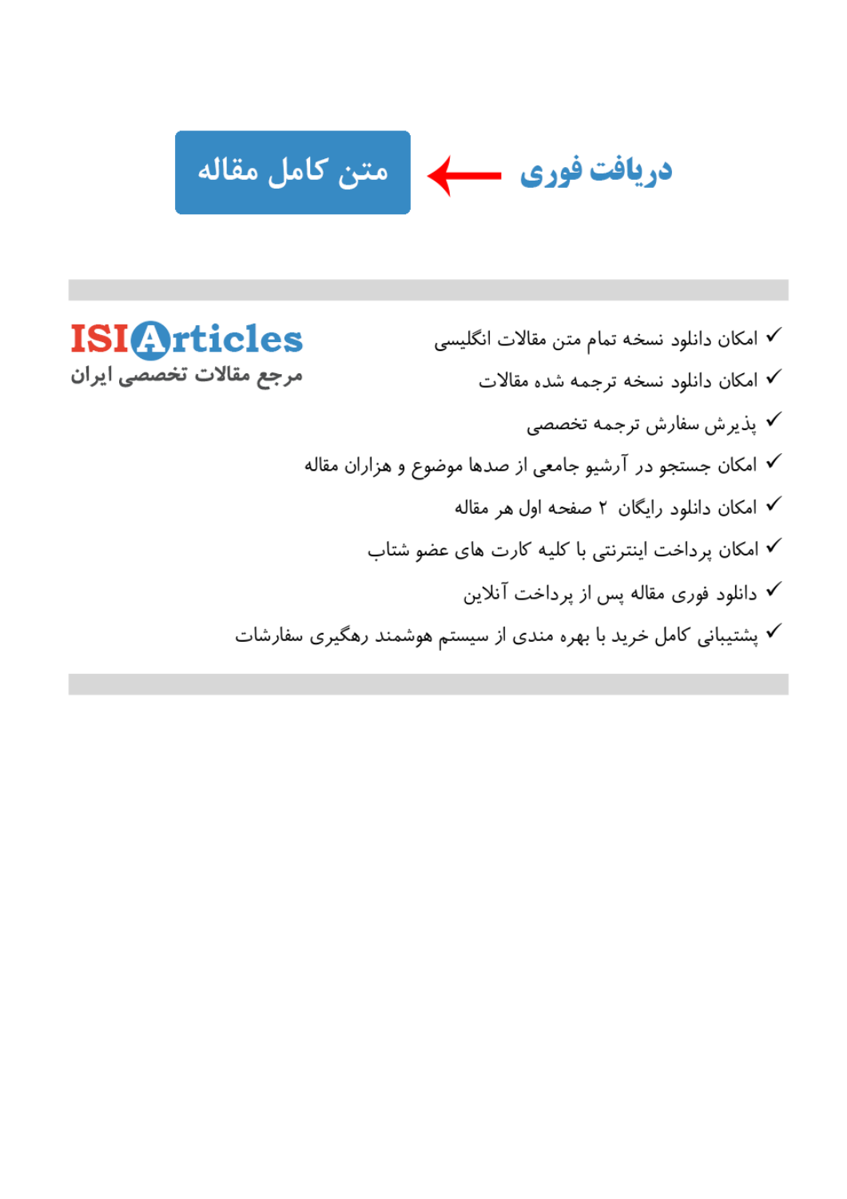دریافت فوری ← **متن کامل مقاله**

**ISIArticles**
مرجع مقالات تخصصی ایران

- ✓ امکان دانلود نسخه تمام متن مقالات انگلیسی
- ✓ امکان دانلود نسخه ترجمه شده مقالات
- ✓ پذیرش سفارش ترجمه تخصصی
- ✓ امکان جستجو در آرشیو جامعی از صدها موضوع و هزاران مقاله
- ✓ امکان دانلود رایگان ۲ صفحه اول هر مقاله
- ✓ امکان پرداخت اینترنتی با کلیه کارت های عضو شتاب
- ✓ دانلود فوری مقاله پس از پرداخت آنلاین
- ✓ پشتیبانی کامل خرید با بهره مندی از سیستم هوشمند رهگیری سفارشات